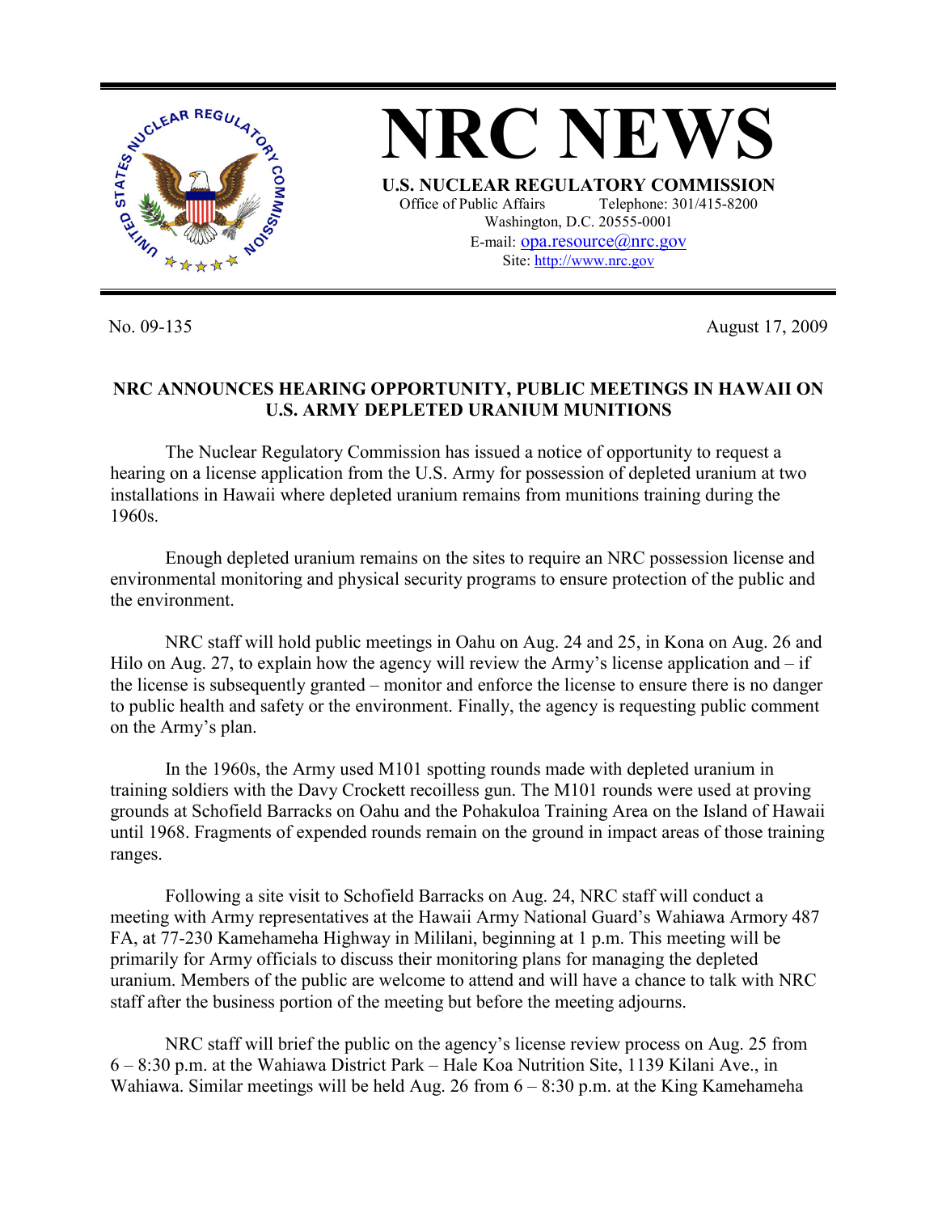# NRC NEWS

**U.S. NUCLEAR REGULATORY COMMISSION**

Office of Public Affairs Telephone: 301/415-8200

Washington, D.C. 20555-0001

E-mail: opa.resource@nrc.gov

Site: http://www.nrc.gov

No. 09-135 August 17, 2009

**NRC ANNOUNCES HEARING OPPORTUNITY, PUBLIC MEETINGS IN HAWAII ON U.S. ARMY DEPLETED URANIUM MUNITIONS**

The Nuclear Regulatory Commission has issued a notice of opportunity to request a hearing on a license application from the U.S. Army for possession of depleted uranium at two installations in Hawaii where depleted uranium remains from munitions training during the 1960s.

Enough depleted uranium remains on the sites to require an NRC possession license and environmental monitoring and physical security programs to ensure protection of the public and the environment.

NRC staff will hold public meetings in Oahu on Aug. 24 and 25, in Kona on Aug. 26 and Hilo on Aug. 27, to explain how the agency will review the Army's license application and – if the license is subsequently granted – monitor and enforce the license to ensure there is no danger to public health and safety or the environment. Finally, the agency is requesting public comment on the Army's plan.

In the 1960s, the Army used M101 spotting rounds made with depleted uranium in training soldiers with the Davy Crockett recoilless gun. The M101 rounds were used at proving grounds at Schofield Barracks on Oahu and the Pohakuloa Training Area on the Island of Hawaii until 1968. Fragments of expended rounds remain on the ground in impact areas of those training ranges.

Following a site visit to Schofield Barracks on Aug. 24, NRC staff will conduct a meeting with Army representatives at the Hawaii Army National Guard's Wahiawa Armory 487 FA, at 77-230 Kamehameha Highway in Mililani, beginning at 1 p.m. This meeting will be primarily for Army officials to discuss their monitoring plans for managing the depleted uranium. Members of the public are welcome to attend and will have a chance to talk with NRC staff after the business portion of the meeting but before the meeting adjourns.

NRC staff will brief the public on the agency's license review process on Aug. 25 from 6 – 8:30 p.m. at the Wahiawa District Park – Hale Koa Nutrition Site, 1139 Kilani Ave., in Wahiawa. Similar meetings will be held Aug. 26 from 6 – 8:30 p.m. at the King Kamehameha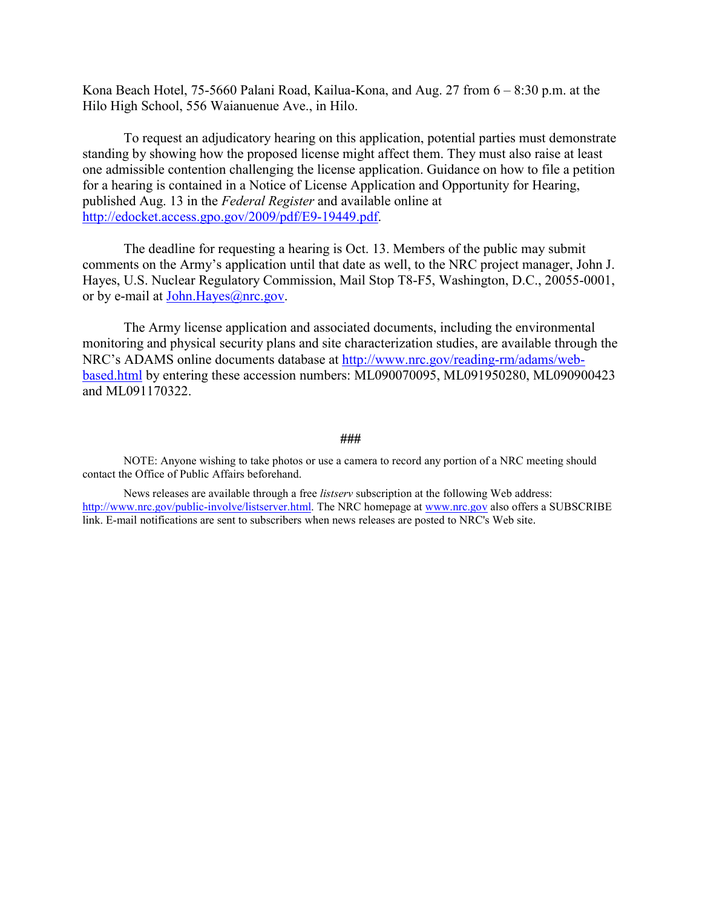Kona Beach Hotel, 75-5660 Palani Road, Kailua-Kona, and Aug. 27 from 6 – 8:30 p.m. at the Hilo High School, 556 Waianuenue Ave., in Hilo.

To request an adjudicatory hearing on this application, potential parties must demonstrate standing by showing how the proposed license might affect them. They must also raise at least one admissible contention challenging the license application. Guidance on how to file a petition for a hearing is contained in a Notice of License Application and Opportunity for Hearing, published Aug. 13 in the *Federal Register* and available online at http://edocket.access.gpo.gov/2009/pdf/E9-19449.pdf.

The deadline for requesting a hearing is Oct. 13. Members of the public may submit comments on the Army's application until that date as well, to the NRC project manager, John J. Hayes, U.S. Nuclear Regulatory Commission, Mail Stop T8-F5, Washington, D.C., 20055-0001, or by e-mail at John.Hayes@nrc.gov.

The Army license application and associated documents, including the environmental monitoring and physical security plans and site characterization studies, are available through the NRC's ADAMS online documents database at http://www.nrc.gov/reading-rm/adams/web-based.html by entering these accession numbers: ML090070095, ML091950280, ML090900423 and ML091170322.

###

NOTE: Anyone wishing to take photos or use a camera to record any portion of a NRC meeting should contact the Office of Public Affairs beforehand.

News releases are available through a free *listserv* subscription at the following Web address: http://www.nrc.gov/public-involve/listserver.html. The NRC homepage at www.nrc.gov also offers a SUBSCRIBE link. E-mail notifications are sent to subscribers when news releases are posted to NRC's Web site.